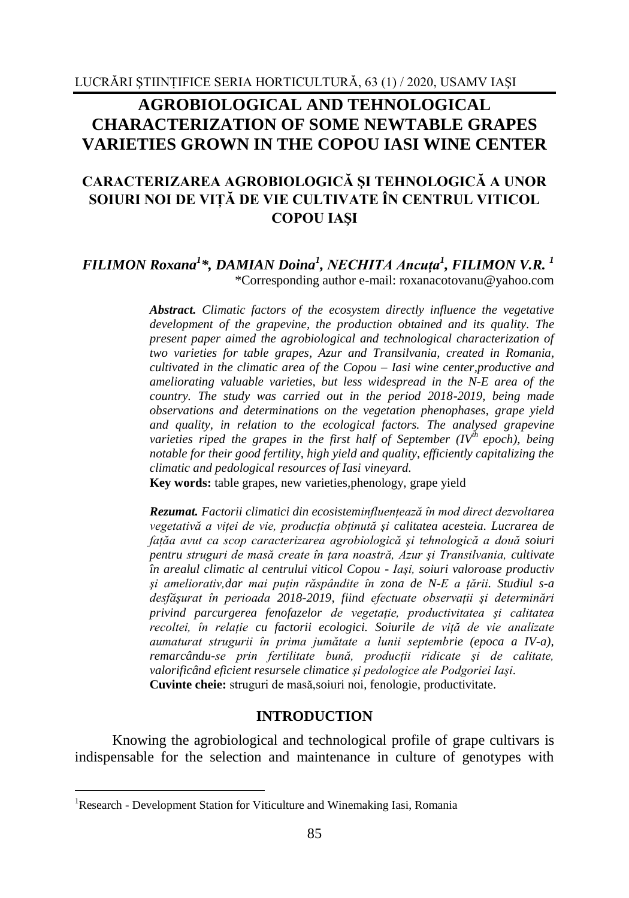# AGROBIOLOGICAL AND TEHNOLOGICAL CHARACTERIZATION OF SOME NEWTABLE GRAPES VARIETIES GROWN IN THE COPOU IASI WINE CENTER

## CARACTERIZAREA AGROBIOLOGICĂ ŞI TEHNOLOGICĂ A UNOR SOIURI NOI DE VIȚĂ DE VIE CULTIVATE ÎN CENTRUL VITICOL COPOU IAŞI

***FILIMON Roxana[1]*, DAMIAN Doina[1], NECHITA Ancuța[1], FILIMON V.R. [1]***

*Corresponding author e-mail: roxanacotovanu@yahoo.com

***Abstract.*** *Climatic factors of the ecosystem directly influence the vegetative development of the grapevine, the production obtained and its quality. The present paper aimed the agrobiological and technological characterization of two varieties for table grapes, Azur and Transilvania, created in Romania, cultivated in the climatic area of the Copou – Iasi wine center,productive and ameliorating valuable varieties, but less widespread in the N-E area of the country. The study was carried out in the period 2018-2019, being made observations and determinations on the vegetation phenophases, grape yield and quality, in relation to the ecological factors. The analysed grapevine varieties riped the grapes in the first half of September (IV$^{th}$ epoch), being notable for their good fertility, high yield and quality, efficiently capitalizing the climatic and pedological resources of Iasi vineyard.*

**Key words:** table grapes, new varieties,phenology, grape yield

***Rezumat.*** *Factorii climatici din ecosisteminfluențează în mod direct dezvoltarea vegetativă a viței de vie, producția obținută şi calitatea acesteia. Lucrarea de fațăa avut ca scop caracterizarea agrobiologică şi tehnologică a două soiuri pentru struguri de masă create în țara noastră, Azur şi Transilvania, cultivate în arealul climatic al centrului viticol Copou - Iaşi, soiuri valoroase productiv şi ameliorativ,dar mai puțin răspândite în zona de N-E a țării. Studiul s-a desfăşurat în perioada 2018-2019, fiind efectuate observații şi determinări privind parcurgerea fenofazelor de vegetație, productivitatea şi calitatea recoltei, în relație cu factorii ecologici. Soiurile de viță de vie analizate aumaturat strugurii în prima jumătate a lunii septembrie (epoca a IV-a), remarcându-se prin fertilitate bună, producții ridicate şi de calitate, valorificând eficient resursele climatice şi pedologice ale Podgoriei Iaşi.*

**Cuvinte cheie:** struguri de masă,soiuri noi, fenologie, productivitate.

## INTRODUCTION

Knowing the agrobiological and technological profile of grape cultivars is indispensable for the selection and maintenance in culture of genotypes with

[1]Research - Development Station for Viticulture and Winemaking Iasi, Romania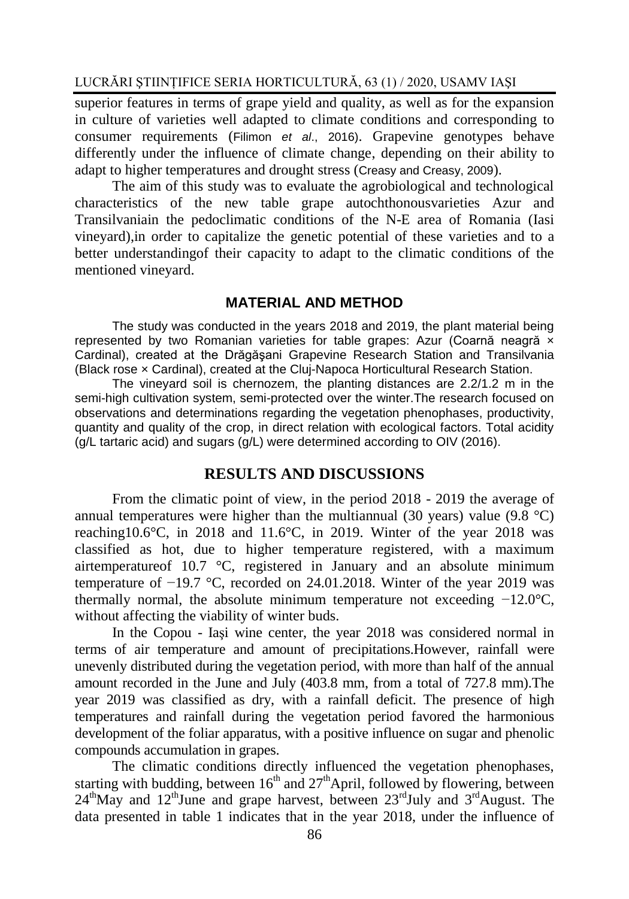superior features in terms of grape yield and quality, as well as for the expansion in culture of varieties well adapted to climate conditions and corresponding to consumer requirements (Filimon *et al.*, 2016). Grapevine genotypes behave differently under the influence of climate change, depending on their ability to adapt to higher temperatures and drought stress (Creasy and Creasy, 2009).

The aim of this study was to evaluate the agrobiological and technological characteristics of the new table grape autochthonousvarieties Azur and Transilvaniain the pedoclimatic conditions of the N-E area of Romania (Iasi vineyard),in order to capitalize the genetic potential of these varieties and to a better understandingof their capacity to adapt to the climatic conditions of the mentioned vineyard.

## MATERIAL AND METHOD

The study was conducted in the years 2018 and 2019, the plant material being represented by two Romanian varieties for table grapes: Azur (Coarnă neagră × Cardinal), created at the Drăgăşani Grapevine Research Station and Transilvania (Black rose × Cardinal), created at the Cluj-Napoca Horticultural Research Station.

The vineyard soil is chernozem, the planting distances are 2.2/1.2 m in the semi-high cultivation system, semi-protected over the winter.The research focused on observations and determinations regarding the vegetation phenophases, productivity, quantity and quality of the crop, in direct relation with ecological factors. Total acidity (g/L tartaric acid) and sugars (g/L) were determined according to OIV (2016).

## RESULTS AND DISCUSSIONS

From the climatic point of view, in the period 2018 - 2019 the average of annual temperatures were higher than the multiannual (30 years) value (9.8 °C) reaching10.6°C, in 2018 and 11.6°C, in 2019. Winter of the year 2018 was classified as hot, due to higher temperature registered, with a maximum airtemperatureof 10.7 °C, registered in January and an absolute minimum temperature of −19.7 °C, recorded on 24.01.2018. Winter of the year 2019 was thermally normal, the absolute minimum temperature not exceeding −12.0°C, without affecting the viability of winter buds.

In the Copou - Iaşi wine center, the year 2018 was considered normal in terms of air temperature and amount of precipitations.However, rainfall were unevenly distributed during the vegetation period, with more than half of the annual amount recorded in the June and July (403.8 mm, from a total of 727.8 mm).The year 2019 was classified as dry, with a rainfall deficit. The presence of high temperatures and rainfall during the vegetation period favored the harmonious development of the foliar apparatus, with a positive influence on sugar and phenolic compounds accumulation in grapes.

The climatic conditions directly influenced the vegetation phenophases, starting with budding, between 16$^{th}$ and 27$^{th}$April, followed by flowering, between 24$^{th}$May and 12$^{th}$June and grape harvest, between 23$^{rd}$July and 3$^{rd}$August. The data presented in table 1 indicates that in the year 2018, under the influence of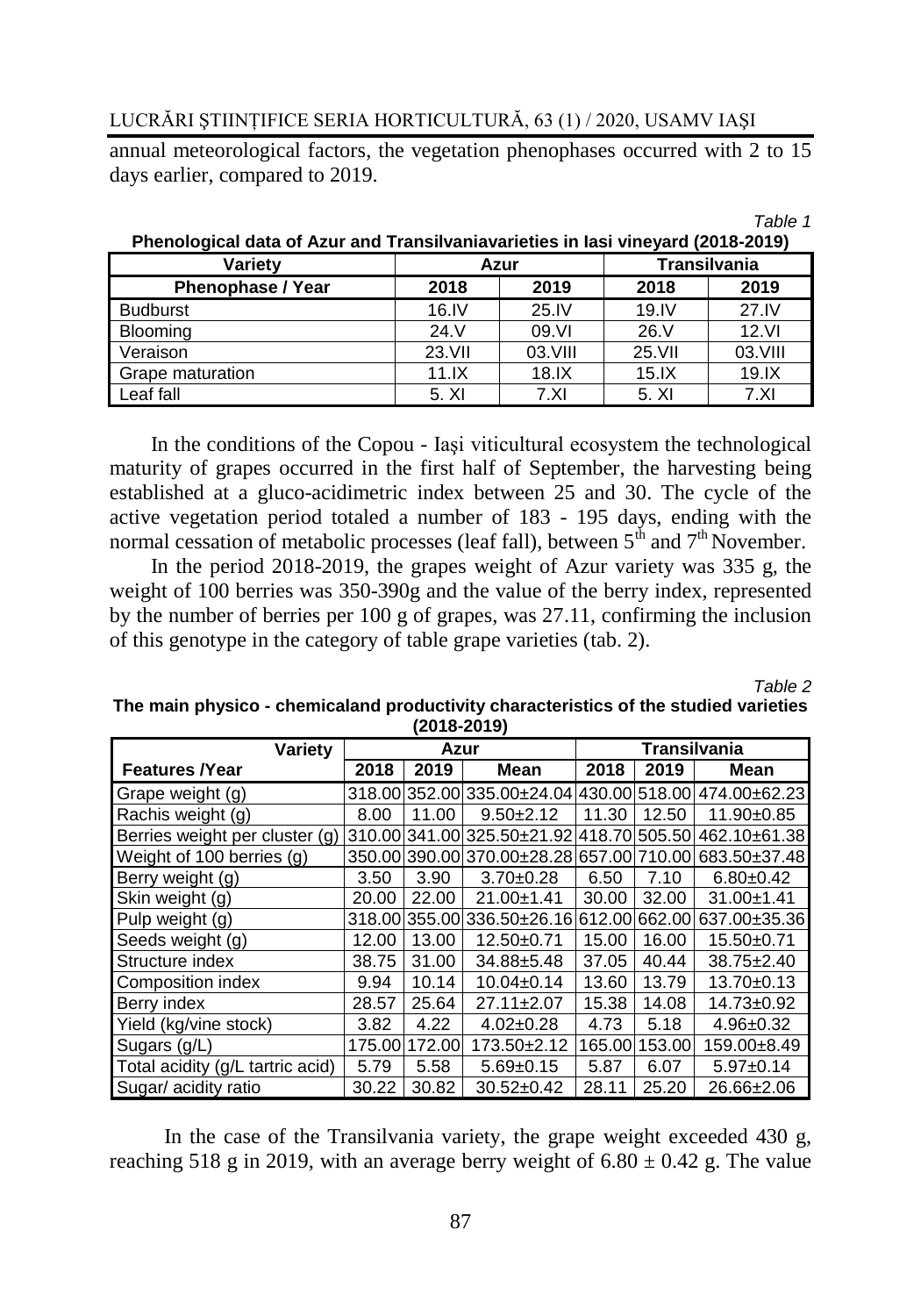annual meteorological factors, the vegetation phenophases occurred with 2 to 15 days earlier, compared to 2019.

*Table 1*

**Phenological data of Azur and Transilvaniavarieties in Iasi vineyard (2018-2019)**

| Variety | Azur | | Transilvania | |
|---|---|---|---|---|
| **Phenophase / Year** | **2018** | **2019** | **2018** | **2019** |
| Budburst | 16.IV | 25.IV | 19.IV | 27.IV |
| Blooming | 24.V | 09.VI | 26.V | 12.VI |
| Veraison | 23.VII | 03.VIII | 25.VII | 03.VIII |
| Grape maturation | 11.IX | 18.IX | 15.IX | 19.IX |
| Leaf fall | 5. XI | 7.XI | 5. XI | 7.XI |

In the conditions of the Copou - Iași viticultural ecosystem the technological maturity of grapes occurred in the first half of September, the harvesting being established at a gluco-acidimetric index between 25 and 30. The cycle of the active vegetation period totaled a number of 183 - 195 days, ending with the normal cessation of metabolic processes (leaf fall), between 5[th] and 7[th] November.

In the period 2018-2019, the grapes weight of Azur variety was 335 g, the weight of 100 berries was 350-390g and the value of the berry index, represented by the number of berries per 100 g of grapes, was 27.11, confirming the inclusion of this genotype in the category of table grape varieties (tab. 2).

*Table 2*

**The main physico - chemicaland productivity characteristics of the studied varieties (2018-2019)**

| Variety | Azur | | | Transilvania | | |
|---|---|---|---|---|---|---|
| **Features /Year** | **2018** | **2019** | **Mean** | **2018** | **2019** | **Mean** |
| Grape weight (g) | 318.00 | 352.00 | 335.00±24.04 | 430.00 | 518.00 | 474.00±62.23 |
| Rachis weight (g) | 8.00 | 11.00 | 9.50±2.12 | 11.30 | 12.50 | 11.90±0.85 |
| Berries weight per cluster (g) | 310.00 | 341.00 | 325.50±21.92 | 418.70 | 505.50 | 462.10±61.38 |
| Weight of 100 berries (g) | 350.00 | 390.00 | 370.00±28.28 | 657.00 | 710.00 | 683.50±37.48 |
| Berry weight (g) | 3.50 | 3.90 | 3.70±0.28 | 6.50 | 7.10 | 6.80±0.42 |
| Skin weight (g) | 20.00 | 22.00 | 21.00±1.41 | 30.00 | 32.00 | 31.00±1.41 |
| Pulp weight (g) | 318.00 | 355.00 | 336.50±26.16 | 612.00 | 662.00 | 637.00±35.36 |
| Seeds weight (g) | 12.00 | 13.00 | 12.50±0.71 | 15.00 | 16.00 | 15.50±0.71 |
| Structure index | 38.75 | 31.00 | 34.88±5.48 | 37.05 | 40.44 | 38.75±2.40 |
| Composition index | 9.94 | 10.14 | 10.04±0.14 | 13.60 | 13.79 | 13.70±0.13 |
| Berry index | 28.57 | 25.64 | 27.11±2.07 | 15.38 | 14.08 | 14.73±0.92 |
| Yield (kg/vine stock) | 3.82 | 4.22 | 4.02±0.28 | 4.73 | 5.18 | 4.96±0.32 |
| Sugars (g/L) | 175.00 | 172.00 | 173.50±2.12 | 165.00 | 153.00 | 159.00±8.49 |
| Total acidity (g/L tartric acid) | 5.79 | 5.58 | 5.69±0.15 | 5.87 | 6.07 | 5.97±0.14 |
| Sugar/ acidity ratio | 30.22 | 30.82 | 30.52±0.42 | 28.11 | 25.20 | 26.66±2.06 |

In the case of the Transilvania variety, the grape weight exceeded 430 g, reaching 518 g in 2019, with an average berry weight of 6.80 ± 0.42 g. The value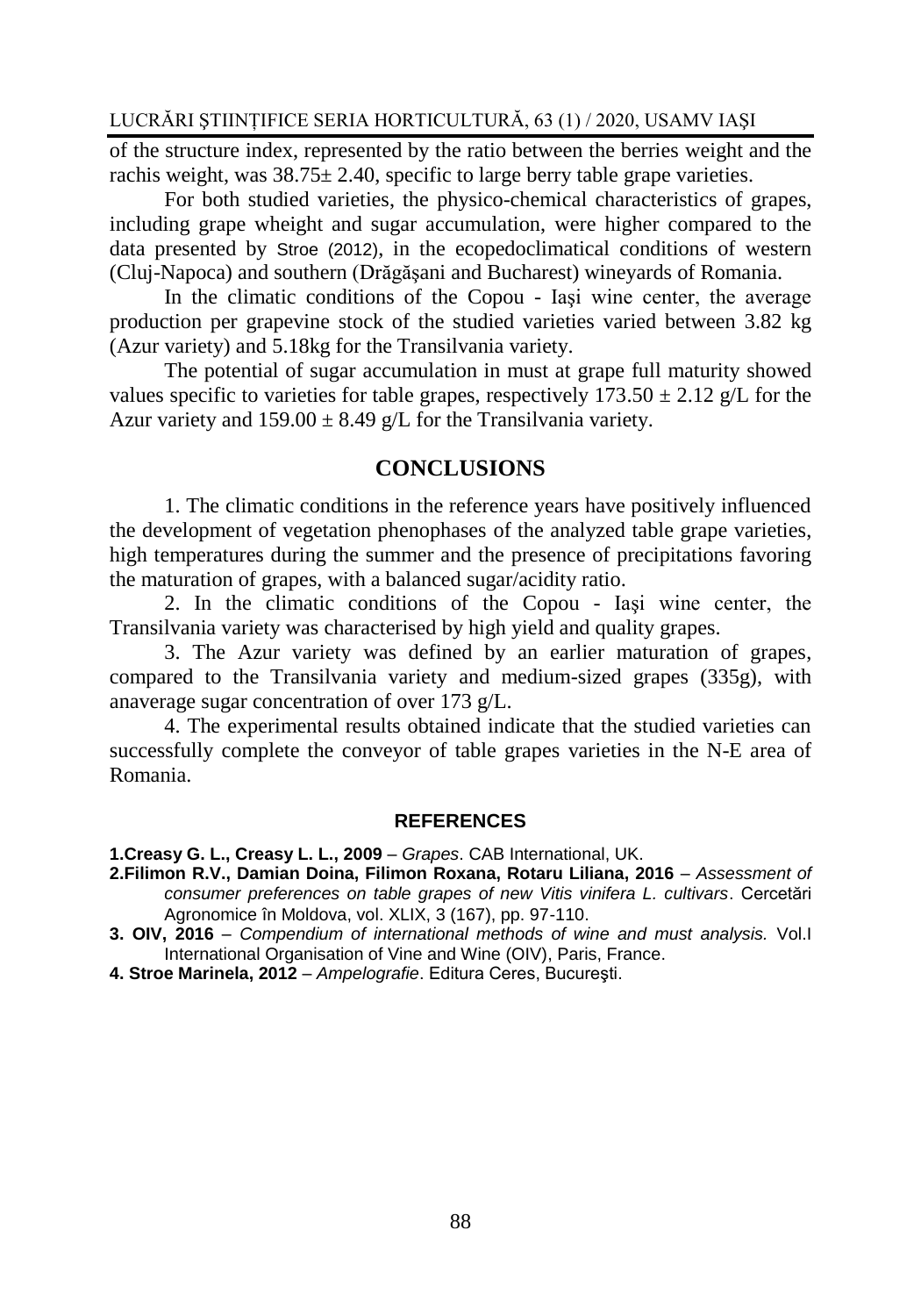of the structure index, represented by the ratio between the berries weight and the rachis weight, was 38.75± 2.40, specific to large berry table grape varieties.

For both studied varieties, the physico-chemical characteristics of grapes, including grape wheight and sugar accumulation, were higher compared to the data presented by Stroe (2012), in the ecopedoclimatical conditions of western (Cluj-Napoca) and southern (Drăgășani and Bucharest) wineyards of Romania.

In the climatic conditions of the Copou - Iaşi wine center, the average production per grapevine stock of the studied varieties varied between 3.82 kg (Azur variety) and 5.18kg for the Transilvania variety.

The potential of sugar accumulation in must at grape full maturity showed values specific to varieties for table grapes, respectively 173.50 ± 2.12 g/L for the Azur variety and 159.00 ± 8.49 g/L for the Transilvania variety.

## CONCLUSIONS

1. The climatic conditions in the reference years have positively influenced the development of vegetation phenophases of the analyzed table grape varieties, high temperatures during the summer and the presence of precipitations favoring the maturation of grapes, with a balanced sugar/acidity ratio.

2. In the climatic conditions of the Copou - Iaşi wine center, the Transilvania variety was characterised by high yield and quality grapes.

3. The Azur variety was defined by an earlier maturation of grapes, compared to the Transilvania variety and medium-sized grapes (335g), with anaverage sugar concentration of over 173 g/L.

4. The experimental results obtained indicate that the studied varieties can successfully complete the conveyor of table grapes varieties in the N-E area of Romania.

### REFERENCES

**1.Creasy G. L., Creasy L. L., 2009** – *Grapes*. CAB International, UK.

**2.Filimon R.V., Damian Doina, Filimon Roxana, Rotaru Liliana, 2016** – *Assessment of consumer preferences on table grapes of new Vitis vinifera L. cultivars*. Cercetări Agronomice în Moldova, vol. XLIX, 3 (167), pp. 97-110.

**3. OIV, 2016** – *Compendium of international methods of wine and must analysis.* Vol.I International Organisation of Vine and Wine (OIV), Paris, France.

**4. Stroe Marinela, 2012** – *Ampelografie*. Editura Ceres, Bucureşti.